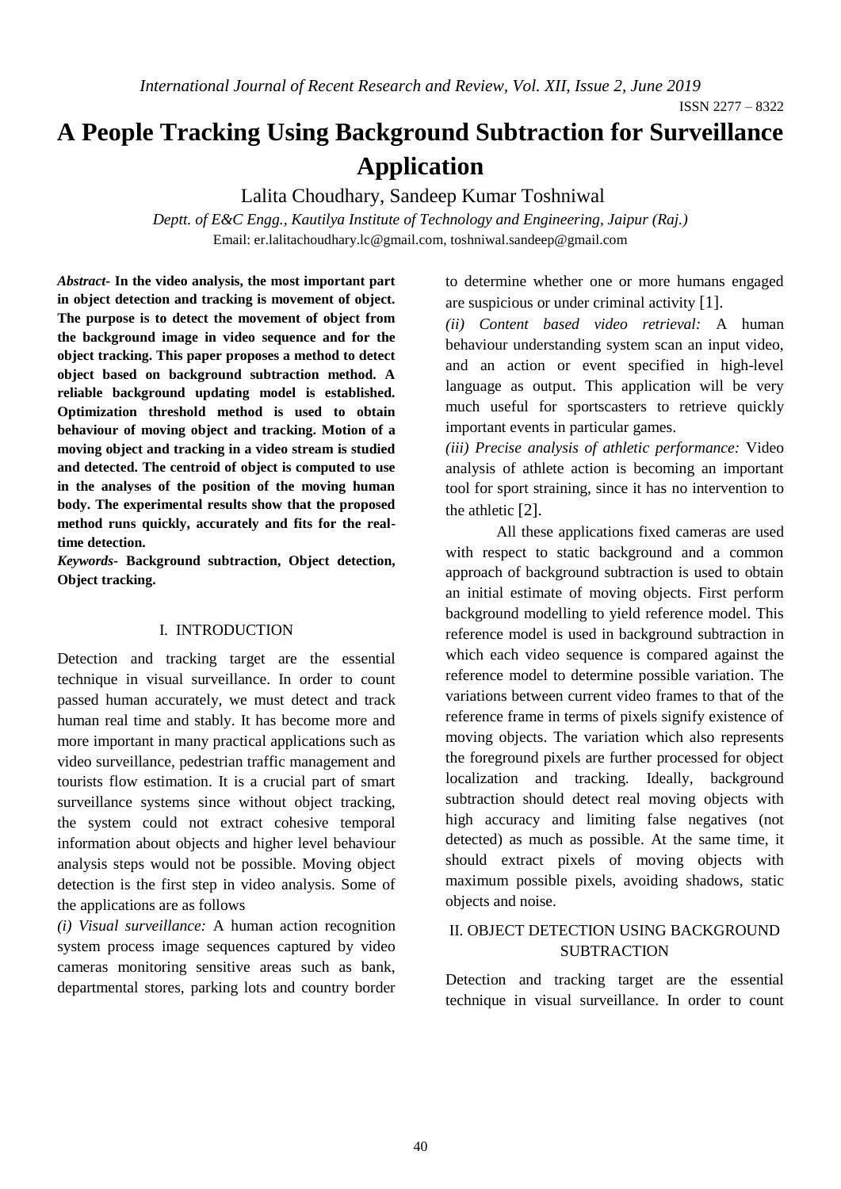# A People Tracking Using Background Subtraction for Surveillance Application

Lalita Choudhary, Sandeep Kumar Toshniwal

*Deptt. of E&C Engg., Kautilya Institute of Technology and Engineering, Jaipur (Raj.)*

Email: er.lalitachoudhary.lc@gmail.com, toshniwal.sandeep@gmail.com

***Abstract*- In the video analysis, the most important part in object detection and tracking is movement of object. The purpose is to detect the movement of object from the background image in video sequence and for the object tracking. This paper proposes a method to detect object based on background subtraction method. A reliable background updating model is established. Optimization threshold method is used to obtain behaviour of moving object and tracking. Motion of a moving object and tracking in a video stream is studied and detected. The centroid of object is computed to use in the analyses of the position of the moving human body. The experimental results show that the proposed method runs quickly, accurately and fits for the real-time detection.**

***Keywords*- Background subtraction, Object detection, Object tracking.**

## I. INTRODUCTION

Detection and tracking target are the essential technique in visual surveillance. In order to count passed human accurately, we must detect and track human real time and stably. It has become more and more important in many practical applications such as video surveillance, pedestrian traffic management and tourists flow estimation. It is a crucial part of smart surveillance systems since without object tracking, the system could not extract cohesive temporal information about objects and higher level behaviour analysis steps would not be possible. Moving object detection is the first step in video analysis. Some of the applications are as follows

*(i) Visual surveillance:* A human action recognition system process image sequences captured by video cameras monitoring sensitive areas such as bank, departmental stores, parking lots and country border to determine whether one or more humans engaged are suspicious or under criminal activity [1].

*(ii) Content based video retrieval:* A human behaviour understanding system scan an input video, and an action or event specified in high-level language as output. This application will be very much useful for sportscasters to retrieve quickly important events in particular games.

*(iii) Precise analysis of athletic performance:* Video analysis of athlete action is becoming an important tool for sport straining, since it has no intervention to the athletic [2].

All these applications fixed cameras are used with respect to static background and a common approach of background subtraction is used to obtain an initial estimate of moving objects. First perform background modelling to yield reference model. This reference model is used in background subtraction in which each video sequence is compared against the reference model to determine possible variation. The variations between current video frames to that of the reference frame in terms of pixels signify existence of moving objects. The variation which also represents the foreground pixels are further processed for object localization and tracking. Ideally, background subtraction should detect real moving objects with high accuracy and limiting false negatives (not detected) as much as possible. At the same time, it should extract pixels of moving objects with maximum possible pixels, avoiding shadows, static objects and noise.

## II. OBJECT DETECTION USING BACKGROUND SUBTRACTION

Detection and tracking target are the essential technique in visual surveillance. In order to count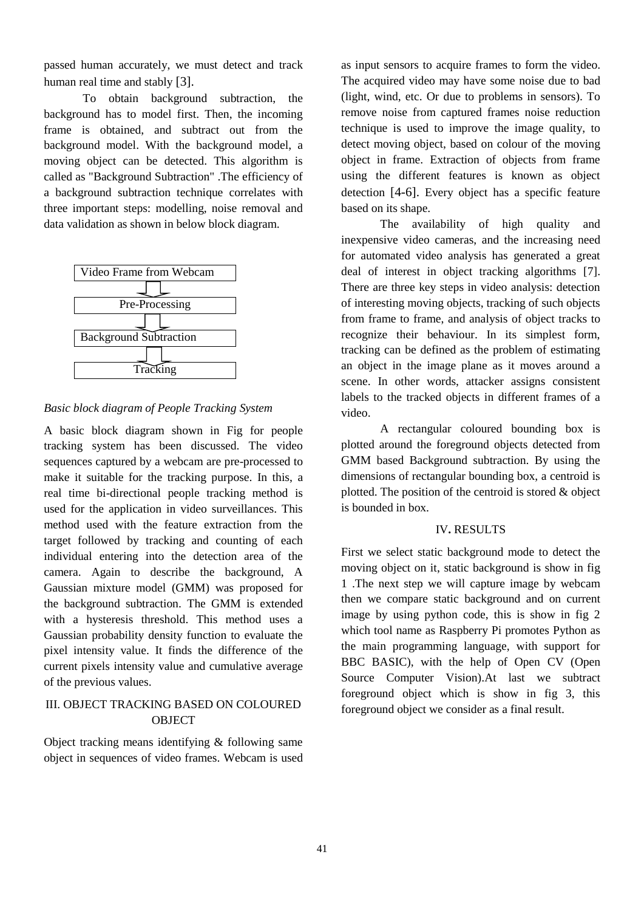passed human accurately, we must detect and track human real time and stably [3].

To obtain background subtraction, the background has to model first. Then, the incoming frame is obtained, and subtract out from the background model. With the background model, a moving object can be detected. This algorithm is called as "Background Subtraction" .The efficiency of a background subtraction technique correlates with three important steps: modelling, noise removal and data validation as shown in below block diagram.

Video Frame from Webcam

Pre-Processing

Background Subtraction

Tracking

*Basic block diagram of People Tracking System*

A basic block diagram shown in Fig for people tracking system has been discussed. The video sequences captured by a webcam are pre-processed to make it suitable for the tracking purpose. In this, a real time bi-directional people tracking method is used for the application in video surveillances. This method used with the feature extraction from the target followed by tracking and counting of each individual entering into the detection area of the camera. Again to describe the background, A Gaussian mixture model (GMM) was proposed for the background subtraction. The GMM is extended with a hysteresis threshold. This method uses a Gaussian probability density function to evaluate the pixel intensity value. It finds the difference of the current pixels intensity value and cumulative average of the previous values.

## III. OBJECT TRACKING BASED ON COLOURED OBJECT

Object tracking means identifying & following same object in sequences of video frames. Webcam is used as input sensors to acquire frames to form the video. The acquired video may have some noise due to bad (light, wind, etc. Or due to problems in sensors). To remove noise from captured frames noise reduction technique is used to improve the image quality, to detect moving object, based on colour of the moving object in frame. Extraction of objects from frame using the different features is known as object detection [4-6]. Every object has a specific feature based on its shape.

The availability of high quality and inexpensive video cameras, and the increasing need for automated video analysis has generated a great deal of interest in object tracking algorithms [7]. There are three key steps in video analysis: detection of interesting moving objects, tracking of such objects from frame to frame, and analysis of object tracks to recognize their behaviour. In its simplest form, tracking can be defined as the problem of estimating an object in the image plane as it moves around a scene. In other words, attacker assigns consistent labels to the tracked objects in different frames of a video.

A rectangular coloured bounding box is plotted around the foreground objects detected from GMM based Background subtraction. By using the dimensions of rectangular bounding box, a centroid is plotted. The position of the centroid is stored & object is bounded in box.

## IV. RESULTS

First we select static background mode to detect the moving object on it, static background is show in fig 1 .The next step we will capture image by webcam then we compare static background and on current image by using python code, this is show in fig 2 which tool name as Raspberry Pi promotes Python as the main programming language, with support for BBC BASIC), with the help of Open CV (Open Source Computer Vision).At last we subtract foreground object which is show in fig 3, this foreground object we consider as a final result.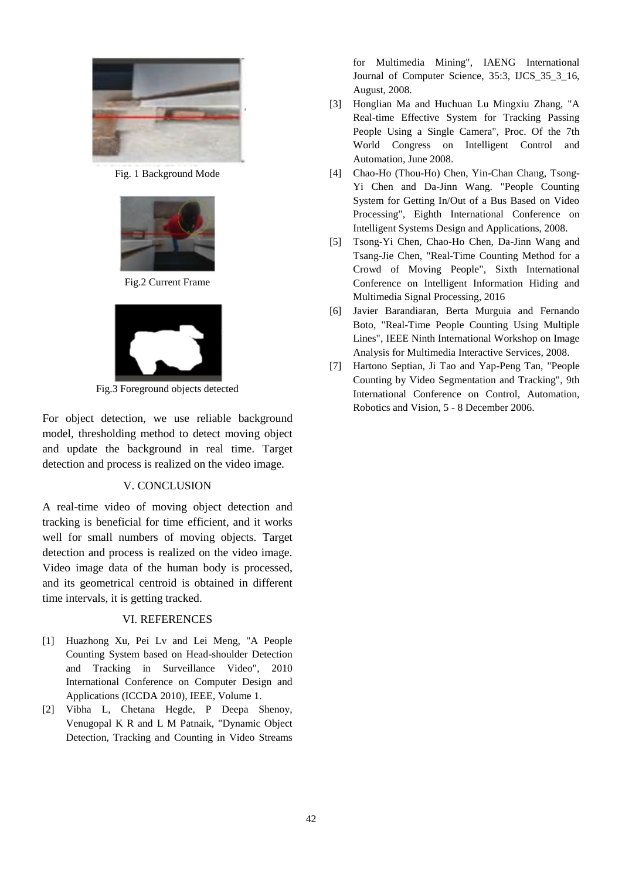Fig. 1 Background Mode

Fig.2 Current Frame

Fig.3 Foreground objects detected

For object detection, we use reliable background model, thresholding method to detect moving object and update the background in real time. Target detection and process is realized on the video image.

## V. CONCLUSION

A real-time video of moving object detection and tracking is beneficial for time efficient, and it works well for small numbers of moving objects. Target detection and process is realized on the video image. Video image data of the human body is processed, and its geometrical centroid is obtained in different time intervals, it is getting tracked.

## VI. REFERENCES

[1] Huazhong Xu, Pei Lv and Lei Meng, "A People Counting System based on Head-shoulder Detection and Tracking in Surveillance Video", 2010 International Conference on Computer Design and Applications (ICCDA 2010), IEEE, Volume 1.

[2] Vibha L, Chetana Hegde, P Deepa Shenoy, Venugopal K R and L M Patnaik, "Dynamic Object Detection, Tracking and Counting in Video Streams for Multimedia Mining", IAENG International Journal of Computer Science, 35:3, IJCS_35_3_16, August, 2008.

[3] Honglian Ma and Huchuan Lu Mingxiu Zhang, "A Real-time Effective System for Tracking Passing People Using a Single Camera", Proc. Of the 7th World Congress on Intelligent Control and Automation, June 2008.

[4] Chao-Ho (Thou-Ho) Chen, Yin-Chan Chang, Tsong-Yi Chen and Da-Jinn Wang. "People Counting System for Getting In/Out of a Bus Based on Video Processing", Eighth International Conference on Intelligent Systems Design and Applications, 2008.

[5] Tsong-Yi Chen, Chao-Ho Chen, Da-Jinn Wang and Tsang-Jie Chen, "Real-Time Counting Method for a Crowd of Moving People", Sixth International Conference on Intelligent Information Hiding and Multimedia Signal Processing, 2016

[6] Javier Barandiaran, Berta Murguia and Fernando Boto, "Real-Time People Counting Using Multiple Lines", IEEE Ninth International Workshop on Image Analysis for Multimedia Interactive Services, 2008.

[7] Hartono Septian, Ji Tao and Yap-Peng Tan, "People Counting by Video Segmentation and Tracking", 9th International Conference on Control, Automation, Robotics and Vision, 5 - 8 December 2006.